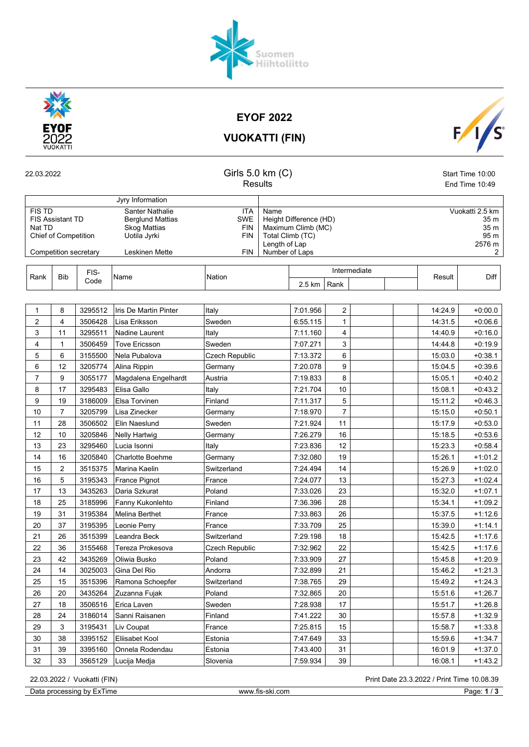# EYOF 2022

## VUOKATTI (FIN)

22.03.2022

### Girls 5.0 km (C)

Results

Start Time 10:00
End Time 10:49

| Jury Information | | | | |
|---|---|---|---|---|
| FIS TD | Santer Nathalie | ITA | Name | Vuokatti 2.5 km |
| FIS Assistant TD | Berglund Mattias | SWE | Height Difference (HD) | 35 m |
| Nat TD | Skog Mattias | FIN | Maximum Climb (MC) | 35 m |
| Chief of Competition | Uotila Jyrki | FIN | Total Climb (TC) | 95 m |
| | | | Length of Lap | 2576 m |
| Competition secretary | Leskinen Mette | FIN | Number of Laps | 2 |

| Rank | Bib | FIS-Code | Name | Nation | Intermediate 2.5 km | Rank | | | Result | Diff |
|---|---|---|---|---|---|---|---|---|---|---|
| 1 | 8 | 3295512 | Iris De Martin Pinter | Italy | 7:01.956 | 2 | | | 14:24.9 | +0:00.0 |
| 2 | 4 | 3506428 | Lisa Eriksson | Sweden | 6:55.115 | 1 | | | 14:31.5 | +0:06.6 |
| 3 | 11 | 3295511 | Nadine Laurent | Italy | 7:11.160 | 4 | | | 14:40.9 | +0:16.0 |
| 4 | 1 | 3506459 | Tove Ericsson | Sweden | 7:07.271 | 3 | | | 14:44.8 | +0:19.9 |
| 5 | 6 | 3155500 | Nela Pubalova | Czech Republic | 7:13.372 | 6 | | | 15:03.0 | +0:38.1 |
| 6 | 12 | 3205774 | Alina Rippin | Germany | 7:20.078 | 9 | | | 15:04.5 | +0:39.6 |
| 7 | 9 | 3055177 | Magdalena Engelhardt | Austria | 7:19.833 | 8 | | | 15:05.1 | +0:40.2 |
| 8 | 17 | 3295483 | Elisa Gallo | Italy | 7:21.704 | 10 | | | 15:08.1 | +0:43.2 |
| 9 | 19 | 3186009 | Elsa Torvinen | Finland | 7:11.317 | 5 | | | 15:11.2 | +0:46.3 |
| 10 | 7 | 3205799 | Lisa Zinecker | Germany | 7:18.970 | 7 | | | 15:15.0 | +0:50.1 |
| 11 | 28 | 3506502 | Elin Naeslund | Sweden | 7:21.924 | 11 | | | 15:17.9 | +0:53.0 |
| 12 | 10 | 3205846 | Nelly Hartwig | Germany | 7:26.279 | 16 | | | 15:18.5 | +0:53.6 |
| 13 | 23 | 3295460 | Lucia Isonni | Italy | 7:23.836 | 12 | | | 15:23.3 | +0:58.4 |
| 14 | 16 | 3205840 | Charlotte Boehme | Germany | 7:32.080 | 19 | | | 15:26.1 | +1:01.2 |
| 15 | 2 | 3515375 | Marina Kaelin | Switzerland | 7:24.494 | 14 | | | 15:26.9 | +1:02.0 |
| 16 | 5 | 3195343 | France Pignot | France | 7:24.077 | 13 | | | 15:27.3 | +1:02.4 |
| 17 | 13 | 3435263 | Daria Szkurat | Poland | 7:33.026 | 23 | | | 15:32.0 | +1:07.1 |
| 18 | 25 | 3185996 | Fanny Kukonlehto | Finland | 7:36.396 | 28 | | | 15:34.1 | +1:09.2 |
| 19 | 31 | 3195384 | Melina Berthet | France | 7:33.863 | 26 | | | 15:37.5 | +1:12.6 |
| 20 | 37 | 3195395 | Leonie Perry | France | 7:33.709 | 25 | | | 15:39.0 | +1:14.1 |
| 21 | 26 | 3515399 | Leandra Beck | Switzerland | 7:29.198 | 18 | | | 15:42.5 | +1:17.6 |
| 22 | 36 | 3155468 | Tereza Prokesova | Czech Republic | 7:32.962 | 22 | | | 15:42.5 | +1:17.6 |
| 23 | 42 | 3435269 | Oliwia Busko | Poland | 7:33.909 | 27 | | | 15:45.8 | +1:20.9 |
| 24 | 14 | 3025003 | Gina Del Rio | Andorra | 7:32.899 | 21 | | | 15:46.2 | +1:21.3 |
| 25 | 15 | 3515396 | Ramona Schoepfer | Switzerland | 7:38.765 | 29 | | | 15:49.2 | +1:24.3 |
| 26 | 20 | 3435264 | Zuzanna Fujak | Poland | 7:32.865 | 20 | | | 15:51.6 | +1:26.7 |
| 27 | 18 | 3506516 | Erica Laven | Sweden | 7:28.938 | 17 | | | 15:51.7 | +1:26.8 |
| 28 | 24 | 3186014 | Sanni Raisanen | Finland | 7:41.222 | 30 | | | 15:57.8 | +1:32.9 |
| 29 | 3 | 3195431 | Liv Coupat | France | 7:25.815 | 15 | | | 15:58.7 | +1:33.8 |
| 30 | 38 | 3395152 | Eliisabet Kool | Estonia | 7:47.649 | 33 | | | 15:59.6 | +1:34.7 |
| 31 | 39 | 3395160 | Onnela Rodendau | Estonia | 7:43.400 | 31 | | | 16:01.9 | +1:37.0 |
| 32 | 33 | 3565129 | Lucija Medja | Slovenia | 7:59.934 | 39 | | | 16:08.1 | +1:43.2 |

22.03.2022 / Vuokatti (FIN) — Print Date 23.3.2022 / Print Time 10.08.39

Data processing by ExTime — www.fis-ski.com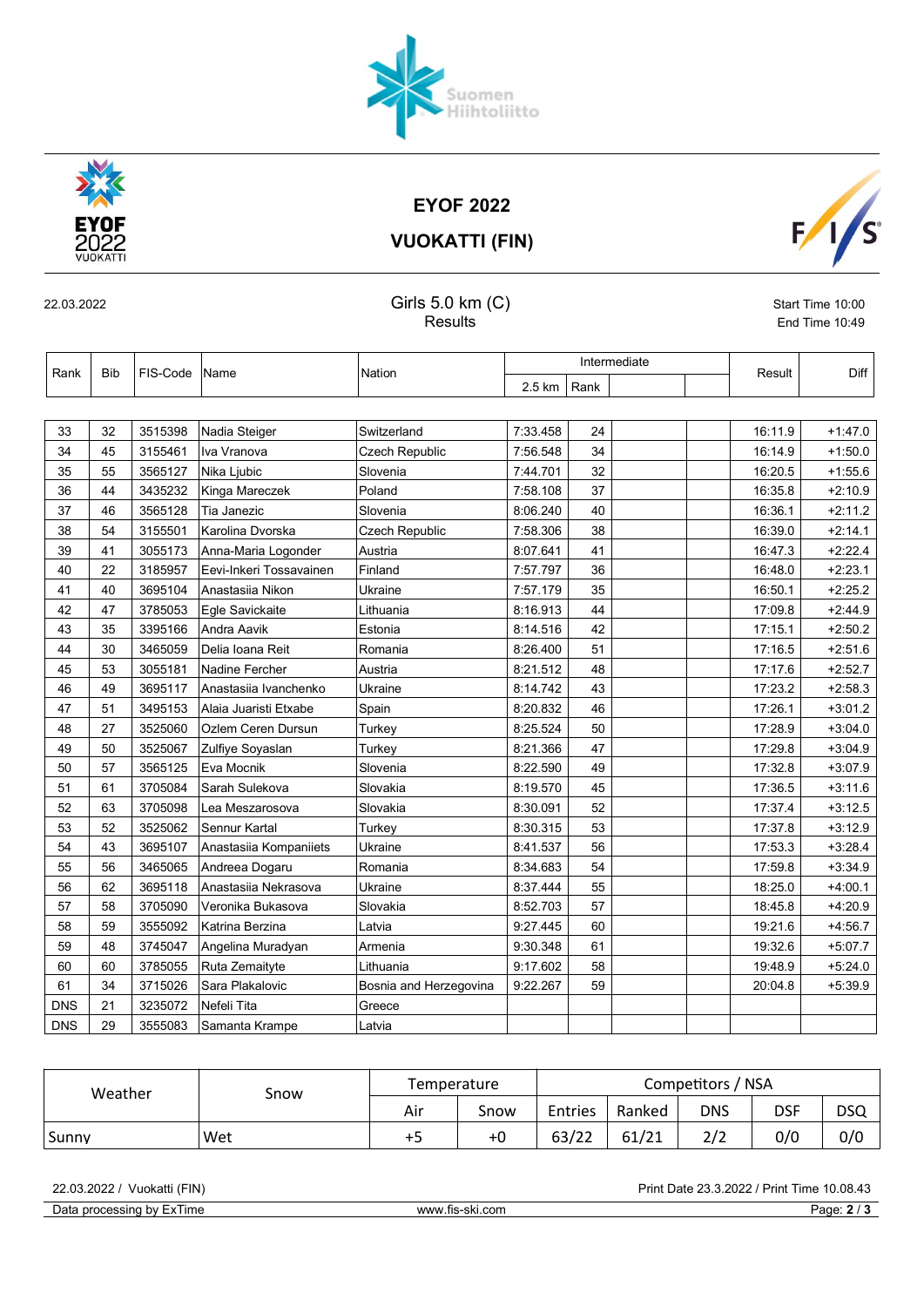# EYOF 2022

## VUOKATTI (FIN)

22.03.2022

### Girls 5.0 km (C)
Results

Start Time 10:00
End Time 10:49

| Rank | Bib | FIS-Code | Name | Nation | Intermediate 2.5 km | Rank | | | Result | Diff |
|---|---|---|---|---|---|---|---|---|---|---|
| 33 | 32 | 3515398 | Nadia Steiger | Switzerland | 7:33.458 | 24 | | | 16:11.9 | +1:47.0 |
| 34 | 45 | 3155461 | Iva Vranova | Czech Republic | 7:56.548 | 34 | | | 16:14.9 | +1:50.0 |
| 35 | 55 | 3565127 | Nika Ljubic | Slovenia | 7:44.701 | 32 | | | 16:20.5 | +1:55.6 |
| 36 | 44 | 3435232 | Kinga Mareczek | Poland | 7:58.108 | 37 | | | 16:35.8 | +2:10.9 |
| 37 | 46 | 3565128 | Tia Janezic | Slovenia | 8:06.240 | 40 | | | 16:36.1 | +2:11.2 |
| 38 | 54 | 3155501 | Karolina Dvorska | Czech Republic | 7:58.306 | 38 | | | 16:39.0 | +2:14.1 |
| 39 | 41 | 3055173 | Anna-Maria Logonder | Austria | 8:07.641 | 41 | | | 16:47.3 | +2:22.4 |
| 40 | 22 | 3185957 | Eevi-Inkeri Tossavainen | Finland | 7:57.797 | 36 | | | 16:48.0 | +2:23.1 |
| 41 | 40 | 3695104 | Anastasiia Nikon | Ukraine | 7:57.179 | 35 | | | 16:50.1 | +2:25.2 |
| 42 | 47 | 3785053 | Egle Savickaite | Lithuania | 8:16.913 | 44 | | | 17:09.8 | +2:44.9 |
| 43 | 35 | 3395166 | Andra Aavik | Estonia | 8:14.516 | 42 | | | 17:15.1 | +2:50.2 |
| 44 | 30 | 3465059 | Delia Ioana Reit | Romania | 8:26.400 | 51 | | | 17:16.5 | +2:51.6 |
| 45 | 53 | 3055181 | Nadine Fercher | Austria | 8:21.512 | 48 | | | 17:17.6 | +2:52.7 |
| 46 | 49 | 3695117 | Anastasiia Ivanchenko | Ukraine | 8:14.742 | 43 | | | 17:23.2 | +2:58.3 |
| 47 | 51 | 3495153 | Alaia Juaristi Etxabe | Spain | 8:20.832 | 46 | | | 17:26.1 | +3:01.2 |
| 48 | 27 | 3525060 | Ozlem Ceren Dursun | Turkey | 8:25.524 | 50 | | | 17:28.9 | +3:04.0 |
| 49 | 50 | 3525067 | Zulfiye Soyaslan | Turkey | 8:21.366 | 47 | | | 17:29.8 | +3:04.9 |
| 50 | 57 | 3565125 | Eva Mocnik | Slovenia | 8:22.590 | 49 | | | 17:32.8 | +3:07.9 |
| 51 | 61 | 3705084 | Sarah Sulekova | Slovakia | 8:19.570 | 45 | | | 17:36.5 | +3:11.6 |
| 52 | 63 | 3705098 | Lea Meszarosova | Slovakia | 8:30.091 | 52 | | | 17:37.4 | +3:12.5 |
| 53 | 52 | 3525062 | Sennur Kartal | Turkey | 8:30.315 | 53 | | | 17:37.8 | +3:12.9 |
| 54 | 43 | 3695107 | Anastasiia Kompaniiets | Ukraine | 8:41.537 | 56 | | | 17:53.3 | +3:28.4 |
| 55 | 56 | 3465065 | Andreea Dogaru | Romania | 8:34.683 | 54 | | | 17:59.8 | +3:34.9 |
| 56 | 62 | 3695118 | Anastasiia Nekrasova | Ukraine | 8:37.444 | 55 | | | 18:25.0 | +4:00.1 |
| 57 | 58 | 3705090 | Veronika Bukasova | Slovakia | 8:52.703 | 57 | | | 18:45.8 | +4:20.9 |
| 58 | 59 | 3555092 | Katrina Berzina | Latvia | 9:27.445 | 60 | | | 19:21.6 | +4:56.7 |
| 59 | 48 | 3745047 | Angelina Muradyan | Armenia | 9:30.348 | 61 | | | 19:32.6 | +5:07.7 |
| 60 | 60 | 3785055 | Ruta Zemaityte | Lithuania | 9:17.602 | 58 | | | 19:48.9 | +5:24.0 |
| 61 | 34 | 3715026 | Sara Plakalovic | Bosnia and Herzegovina | 9:22.267 | 59 | | | 20:04.8 | +5:39.9 |
| DNS | 21 | 3235072 | Nefeli Tita | Greece | | | | | | |
| DNS | 29 | 3555083 | Samanta Krampe | Latvia | | | | | | |

| Weather | Snow | Temperature | | Competitors / NSA | | | | |
|---|---|---|---|---|---|---|---|---|
| | | Air | Snow | Entries | Ranked | DNS | DSF | DSQ |
| Sunny | Wet | +5 | +0 | 63/22 | 61/21 | 2/2 | 0/0 | 0/0 |

22.03.2022 / Vuokatti (FIN)

Print Date 23.3.2022 / Print Time 10.08.43

Data processing by ExTime

www.fis-ski.com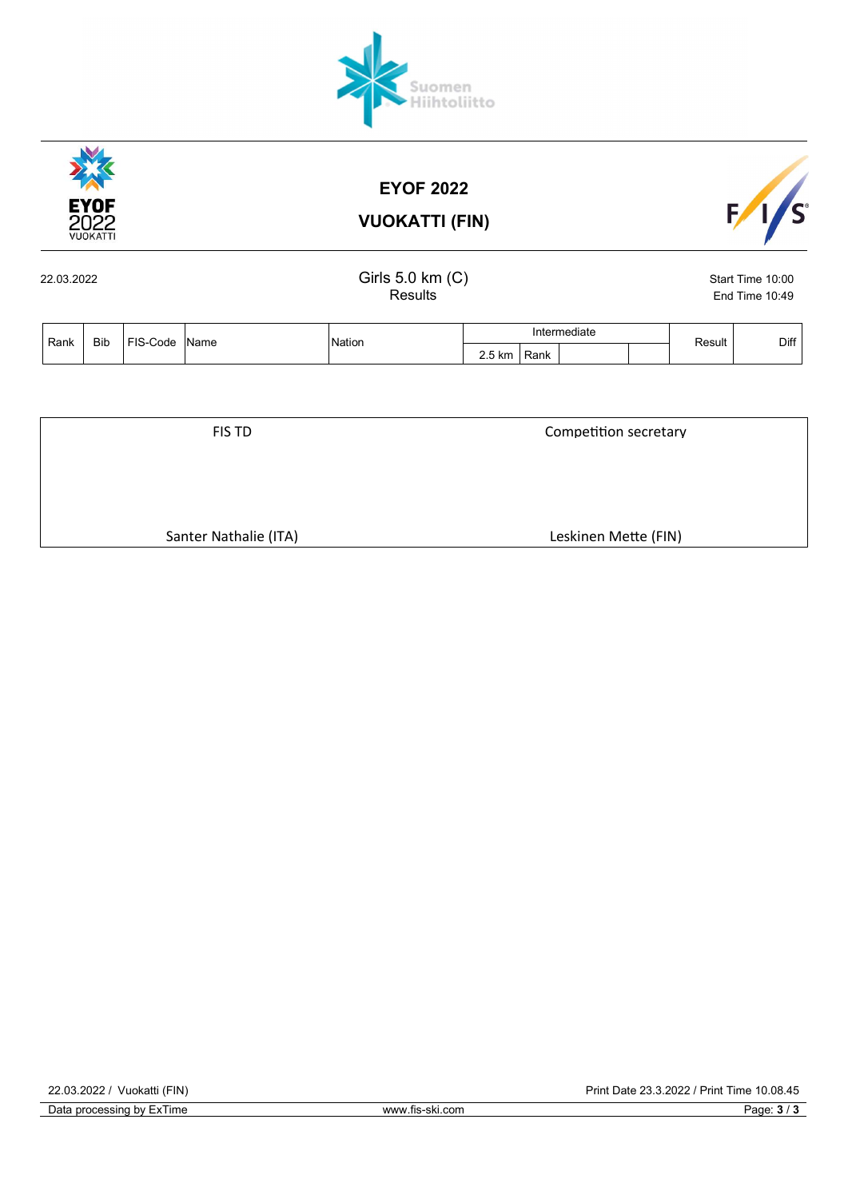# EYOF 2022

## VUOKATTI (FIN)

22.03.2022

Girls 5.0 km (C)
Results

Start Time 10:00
End Time 10:49

| Rank | Bib | FIS-Code | Name | Nation | Intermediate | | | Result | Diff |
|---|---|---|---|---|---|---|---|---|---|
| | | | | | 2.5 km | Rank | | | |

| FIS TD | Competition secretary |
|---|---|
| Santer Nathalie (ITA) | Leskinen Mette (FIN) |

22.03.2022 / Vuokatti (FIN)

Print Date 23.3.2022 / Print Time 10.08.45

Data processing by ExTime

www.fis-ski.com